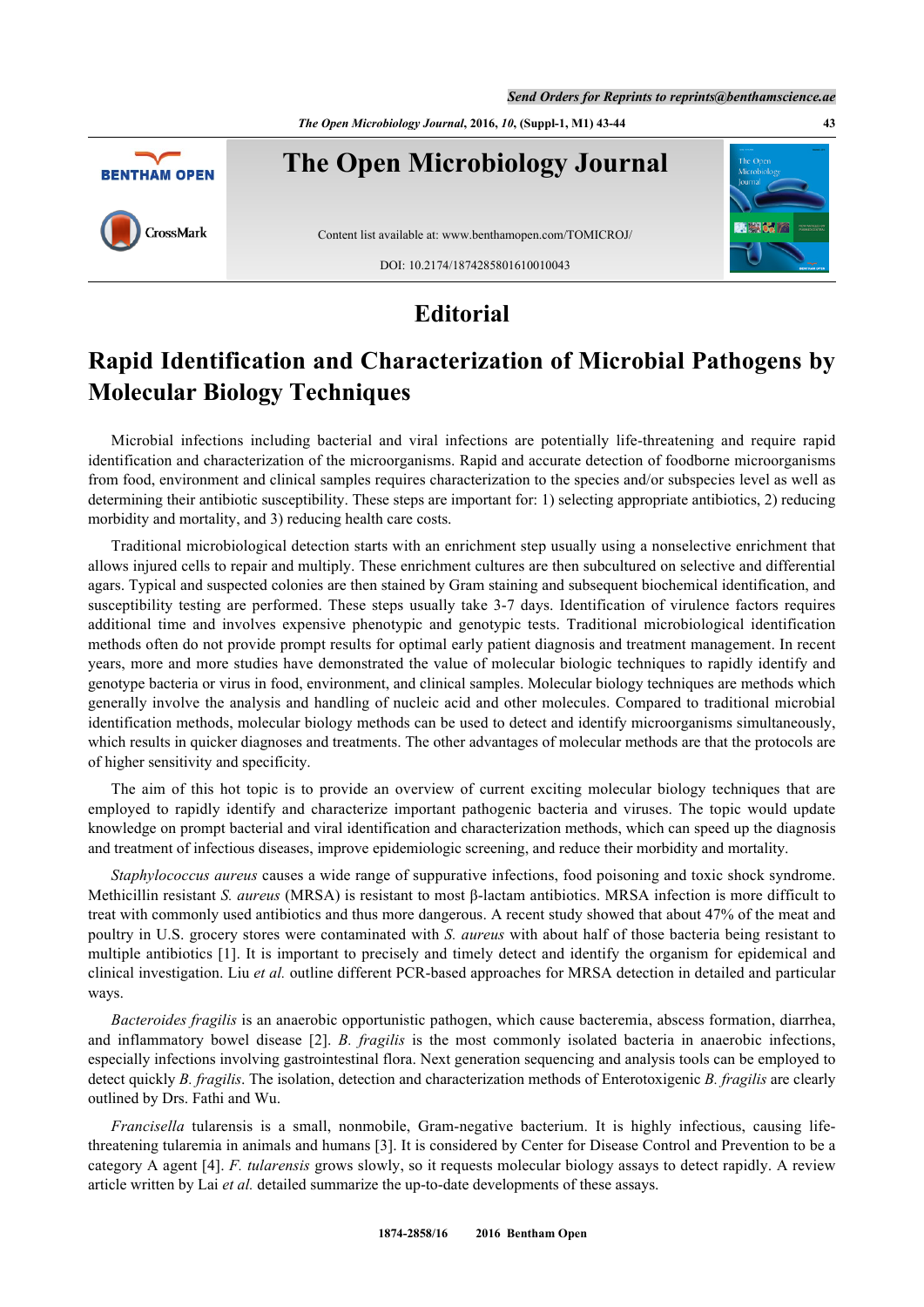## Editorial

# Rapid Identification and Characterization of Microbial Pathogens by Molecular Biology Techniques

Microbial infections including bacterial and viral infections are potentially life-threatening and require rapid identification and characterization of the microorganisms. Rapid and accurate detection of foodborne microorganisms from food, environment and clinical samples requires characterization to the species and/or subspecies level as well as determining their antibiotic susceptibility. These steps are important for: 1) selecting appropriate antibiotics, 2) reducing morbidity and mortality, and 3) reducing health care costs.

Traditional microbiological detection starts with an enrichment step usually using a nonselective enrichment that allows injured cells to repair and multiply. These enrichment cultures are then subcultured on selective and differential agars. Typical and suspected colonies are then stained by Gram staining and subsequent biochemical identification, and susceptibility testing are performed. These steps usually take 3-7 days. Identification of virulence factors requires additional time and involves expensive phenotypic and genotypic tests. Traditional microbiological identification methods often do not provide prompt results for optimal early patient diagnosis and treatment management. In recent years, more and more studies have demonstrated the value of molecular biologic techniques to rapidly identify and genotype bacteria or virus in food, environment, and clinical samples. Molecular biology techniques are methods which generally involve the analysis and handling of nucleic acid and other molecules. Compared to traditional microbial identification methods, molecular biology methods can be used to detect and identify microorganisms simultaneously, which results in quicker diagnoses and treatments. The other advantages of molecular methods are that the protocols are of higher sensitivity and specificity.

The aim of this hot topic is to provide an overview of current exciting molecular biology techniques that are employed to rapidly identify and characterize important pathogenic bacteria and viruses. The topic would update knowledge on prompt bacterial and viral identification and characterization methods, which can speed up the diagnosis and treatment of infectious diseases, improve epidemiologic screening, and reduce their morbidity and mortality.

*Staphylococcus aureus* causes a wide range of suppurative infections, food poisoning and toxic shock syndrome. Methicillin resistant *S. aureus* (MRSA) is resistant to most β-lactam antibiotics. MRSA infection is more difficult to treat with commonly used antibiotics and thus more dangerous. A recent study showed that about 47% of the meat and poultry in U.S. grocery stores were contaminated with *S. aureus* with about half of those bacteria being resistant to multiple antibiotics [1]. It is important to precisely and timely detect and identify the organism for epidemical and clinical investigation. Liu *et al.* outline different PCR-based approaches for MRSA detection in detailed and particular ways.

*Bacteroides fragilis* is an anaerobic opportunistic pathogen, which cause bacteremia, abscess formation, diarrhea, and inflammatory bowel disease [2]. *B. fragilis* is the most commonly isolated bacteria in anaerobic infections, especially infections involving gastrointestinal flora. Next generation sequencing and analysis tools can be employed to detect quickly *B. fragilis*. The isolation, detection and characterization methods of Enterotoxigenic *B. fragilis* are clearly outlined by Drs. Fathi and Wu.

*Francisella* tularensis is a small, nonmobile, Gram-negative bacterium. It is highly infectious, causing life-threatening tularemia in animals and humans [3]. It is considered by Center for Disease Control and Prevention to be a category A agent [4]. *F. tularensis* grows slowly, so it requests molecular biology assays to detect rapidly. A review article written by Lai *et al.* detailed summarize the up-to-date developments of these assays.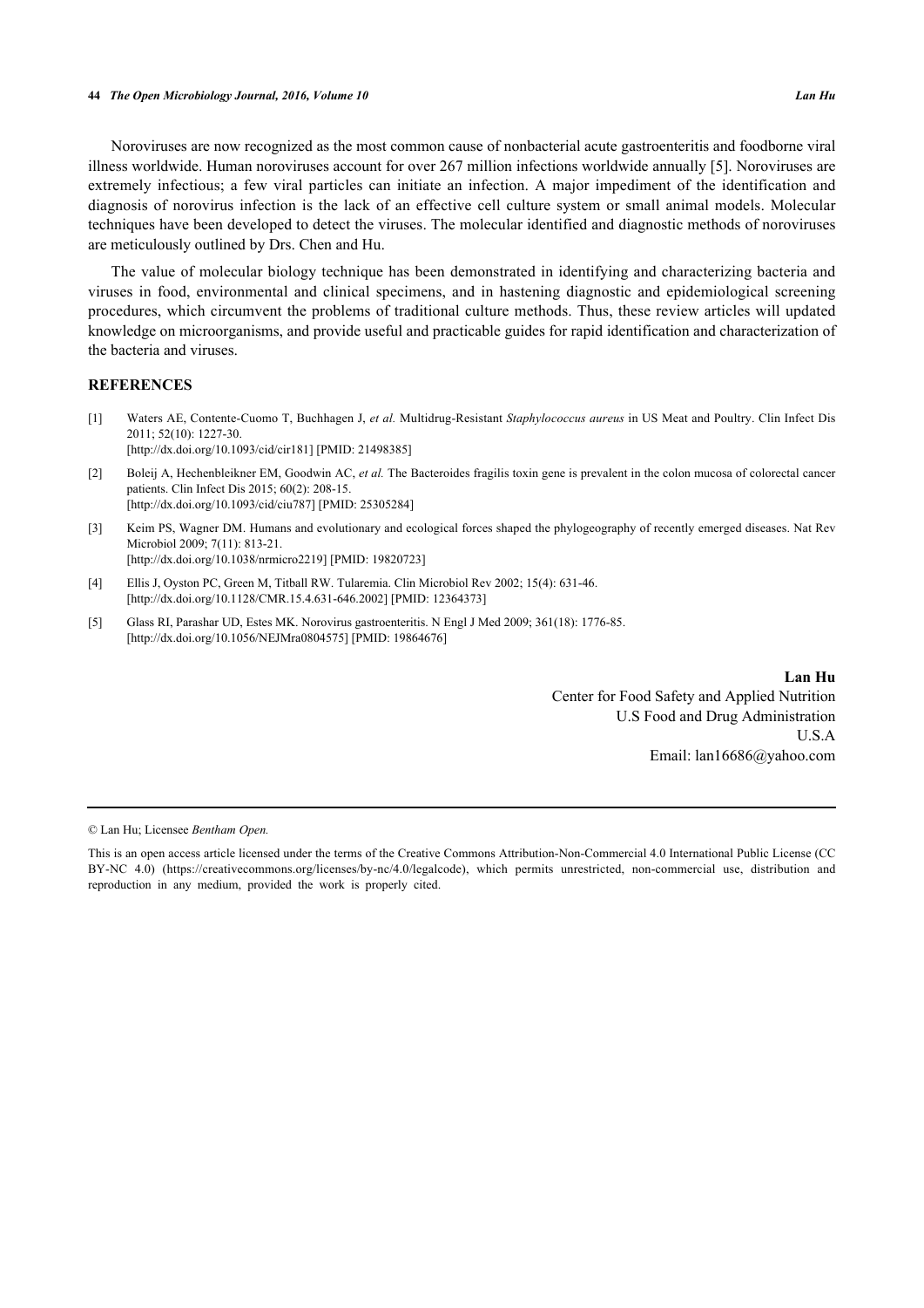Noroviruses are now recognized as the most common cause of nonbacterial acute gastroenteritis and foodborne viral illness worldwide. Human noroviruses account for over 267 million infections worldwide annually [5]. Noroviruses are extremely infectious; a few viral particles can initiate an infection. A major impediment of the identification and diagnosis of norovirus infection is the lack of an effective cell culture system or small animal models. Molecular techniques have been developed to detect the viruses. The molecular identified and diagnostic methods of noroviruses are meticulously outlined by Drs. Chen and Hu.

The value of molecular biology technique has been demonstrated in identifying and characterizing bacteria and viruses in food, environmental and clinical specimens, and in hastening diagnostic and epidemiological screening procedures, which circumvent the problems of traditional culture methods. Thus, these review articles will updated knowledge on microorganisms, and provide useful and practicable guides for rapid identification and characterization of the bacteria and viruses.

## REFERENCES

[1] Waters AE, Contente-Cuomo T, Buchhagen J, *et al.* Multidrug-Resistant *Staphylococcus aureus* in US Meat and Poultry. Clin Infect Dis 2011; 52(10): 1227-30.
[http://dx.doi.org/10.1093/cid/cir181] [PMID: 21498385]

[2] Boleij A, Hechenbleikner EM, Goodwin AC, *et al.* The Bacteroides fragilis toxin gene is prevalent in the colon mucosa of colorectal cancer patients. Clin Infect Dis 2015; 60(2): 208-15.
[http://dx.doi.org/10.1093/cid/ciu787] [PMID: 25305284]

[3] Keim PS, Wagner DM. Humans and evolutionary and ecological forces shaped the phylogeography of recently emerged diseases. Nat Rev Microbiol 2009; 7(11): 813-21.
[http://dx.doi.org/10.1038/nrmicro2219] [PMID: 19820723]

[4] Ellis J, Oyston PC, Green M, Titball RW. Tularemia. Clin Microbiol Rev 2002; 15(4): 631-46.
[http://dx.doi.org/10.1128/CMR.15.4.631-646.2002] [PMID: 12364373]

[5] Glass RI, Parashar UD, Estes MK. Norovirus gastroenteritis. N Engl J Med 2009; 361(18): 1776-85.
[http://dx.doi.org/10.1056/NEJMra0804575] [PMID: 19864676]

**Lan Hu**
Center for Food Safety and Applied Nutrition
U.S Food and Drug Administration
U.S.A
Email: lan16686@yahoo.com

---

© Lan Hu; Licensee *Bentham Open.*

This is an open access article licensed under the terms of the Creative Commons Attribution-Non-Commercial 4.0 International Public License (CC BY-NC 4.0) (https://creativecommons.org/licenses/by-nc/4.0/legalcode), which permits unrestricted, non-commercial use, distribution and reproduction in any medium, provided the work is properly cited.